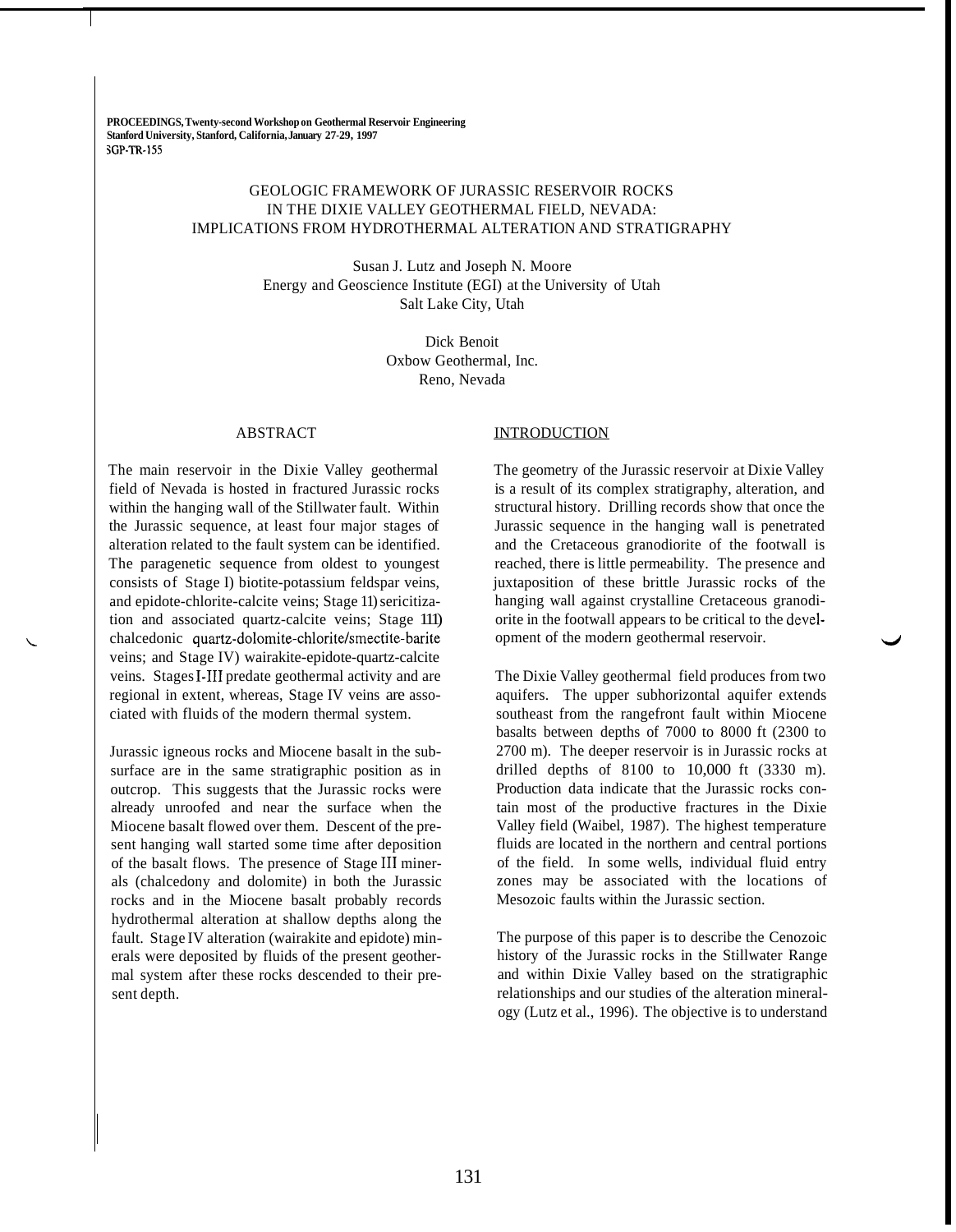**PROCEEDINGS, Twenty-second Workshop on Geothermal Reservoir Engineering**
**Stanford University, Stanford, California, January 27-29, 1997**
**SGP-TR-155**

# GEOLOGIC FRAMEWORK OF JURASSIC RESERVOIR ROCKS IN THE DIXIE VALLEY GEOTHERMAL FIELD, NEVADA: IMPLICATIONS FROM HYDROTHERMAL ALTERATION AND STRATIGRAPHY

Susan J. Lutz and Joseph N. Moore
Energy and Geoscience Institute (EGI) at the University of Utah
Salt Lake City, Utah

Dick Benoit
Oxbow Geothermal, Inc.
Reno, Nevada

## ABSTRACT

The main reservoir in the Dixie Valley geothermal field of Nevada is hosted in fractured Jurassic rocks within the hanging wall of the Stillwater fault. Within the Jurassic sequence, at least four major stages of alteration related to the fault system can be identified. The paragenetic sequence from oldest to youngest consists of Stage I) biotite-potassium feldspar veins, and epidote-chlorite-calcite veins; Stage II) sericitization and associated quartz-calcite veins; Stage III) chalcedonic quartz-dolomite-chlorite/smectite-barite veins; and Stage IV) wairakite-epidote-quartz-calcite veins. Stages I-III predate geothermal activity and are regional in extent, whereas, Stage IV veins are associated with fluids of the modern thermal system.

Jurassic igneous rocks and Miocene basalt in the subsurface are in the same stratigraphic position as in outcrop. This suggests that the Jurassic rocks were already unroofed and near the surface when the Miocene basalt flowed over them. Descent of the present hanging wall started some time after deposition of the basalt flows. The presence of Stage III minerals (chalcedony and dolomite) in both the Jurassic rocks and in the Miocene basalt probably records hydrothermal alteration at shallow depths along the fault. Stage IV alteration (wairakite and epidote) minerals were deposited by fluids of the present geothermal system after these rocks descended to their present depth.

## INTRODUCTION

The geometry of the Jurassic reservoir at Dixie Valley is a result of its complex stratigraphy, alteration, and structural history. Drilling records show that once the Jurassic sequence in the hanging wall is penetrated and the Cretaceous granodiorite of the footwall is reached, there is little permeability. The presence and juxtaposition of these brittle Jurassic rocks of the hanging wall against crystalline Cretaceous granodiorite in the footwall appears to be critical to the development of the modern geothermal reservoir.

The Dixie Valley geothermal field produces from two aquifers. The upper subhorizontal aquifer extends southeast from the rangefront fault within Miocene basalts between depths of 7000 to 8000 ft (2300 to 2700 m). The deeper reservoir is in Jurassic rocks at drilled depths of 8100 to 10,000 ft (3330 m). Production data indicate that the Jurassic rocks contain most of the productive fractures in the Dixie Valley field (Waibel, 1987). The highest temperature fluids are located in the northern and central portions of the field. In some wells, individual fluid entry zones may be associated with the locations of Mesozoic faults within the Jurassic section.

The purpose of this paper is to describe the Cenozoic history of the Jurassic rocks in the Stillwater Range and within Dixie Valley based on the stratigraphic relationships and our studies of the alteration mineralogy (Lutz et al., 1996). The objective is to understand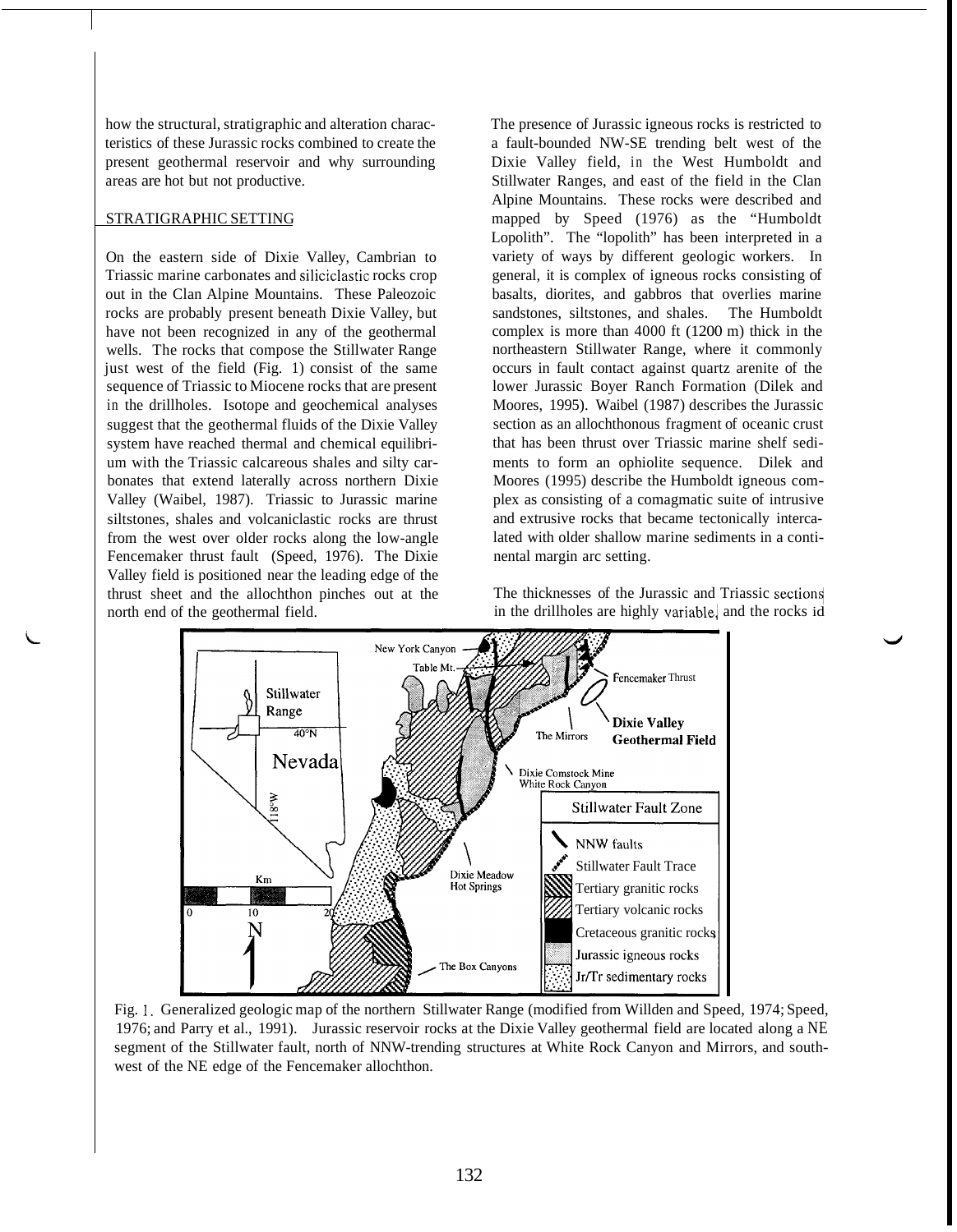how the structural, stratigraphic and alteration characteristics of these Jurassic rocks combined to create the present geothermal reservoir and why surrounding areas are hot but not productive.

## STRATIGRAPHIC SETTING

On the eastern side of Dixie Valley, Cambrian to Triassic marine carbonates and siliciclastic rocks crop out in the Clan Alpine Mountains. These Paleozoic rocks are probably present beneath Dixie Valley, but have not been recognized in any of the geothermal wells. The rocks that compose the Stillwater Range just west of the field (Fig. 1) consist of the same sequence of Triassic to Miocene rocks that are present in the drillholes. Isotope and geochemical analyses suggest that the geothermal fluids of the Dixie Valley system have reached thermal and chemical equilibrium with the Triassic calcareous shales and silty carbonates that extend laterally across northern Dixie Valley (Waibel, 1987). Triassic to Jurassic marine siltstones, shales and volcaniclastic rocks are thrust from the west over older rocks along the low-angle Fencemaker thrust fault (Speed, 1976). The Dixie Valley field is positioned near the leading edge of the thrust sheet and the allochthon pinches out at the north end of the geothermal field.

The presence of Jurassic igneous rocks is restricted to a fault-bounded NW-SE trending belt west of the Dixie Valley field, in the West Humboldt and Stillwater Ranges, and east of the field in the Clan Alpine Mountains. These rocks were described and mapped by Speed (1976) as the "Humboldt Lopolith". The "lopolith" has been interpreted in a variety of ways by different geologic workers. In general, it is complex of igneous rocks consisting of basalts, diorites, and gabbros that overlies marine sandstones, siltstones, and shales. The Humboldt complex is more than 4000 ft (1200 m) thick in the northeastern Stillwater Range, where it commonly occurs in fault contact against quartz arenite of the lower Jurassic Boyer Ranch Formation (Dilek and Moores, 1995). Waibel (1987) describes the Jurassic section as an allochthonous fragment of oceanic crust that has been thrust over Triassic marine shelf sediments to form an ophiolite sequence. Dilek and Moores (1995) describe the Humboldt igneous complex as consisting of a comagmatic suite of intrusive and extrusive rocks that became tectonically intercalated with older shallow marine sediments in a continental margin arc setting.

The thicknesses of the Jurassic and Triassic sections in the drillholes are highly variable, and the rocks id

Fig. 1. Generalized geologic map of the northern Stillwater Range (modified from Willden and Speed, 1974; Speed, 1976; and Parry et al., 1991). Jurassic reservoir rocks at the Dixie Valley geothermal field are located along a NE segment of the Stillwater fault, north of NNW-trending structures at White Rock Canyon and Mirrors, and southwest of the NE edge of the Fencemaker allochthon.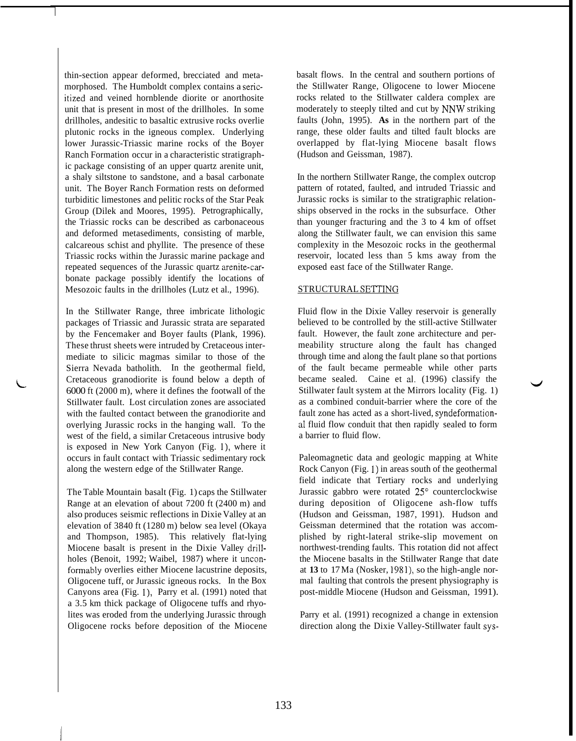thin-section appear deformed, brecciated and metamorphosed. The Humboldt complex contains a sericitized and veined hornblende diorite or anorthosite unit that is present in most of the drillholes. In some drillholes, andesitic to basaltic extrusive rocks overlie plutonic rocks in the igneous complex. Underlying lower Jurassic-Triassic marine rocks of the Boyer Ranch Formation occur in a characteristic stratigraphic package consisting of an upper quartz arenite unit, a shaly siltstone to sandstone, and a basal carbonate unit. The Boyer Ranch Formation rests on deformed turbiditic limestones and pelitic rocks of the Star Peak Group (Dilek and Moores, 1995). Petrographically, the Triassic rocks can be described as carbonaceous and deformed metasediments, consisting of marble, calcareous schist and phyllite. The presence of these Triassic rocks within the Jurassic marine package and repeated sequences of the Jurassic quartz arenite-carbonate package possibly identify the locations of Mesozoic faults in the drillholes (Lutz et al., 1996).

In the Stillwater Range, three imbricate lithologic packages of Triassic and Jurassic strata are separated by the Fencemaker and Boyer faults (Plank, 1996). These thrust sheets were intruded by Cretaceous intermediate to silicic magmas similar to those of the Sierra Nevada batholith. In the geothermal field, Cretaceous granodiorite is found below a depth of 6000 ft (2000 m), where it defines the footwall of the Stillwater fault. Lost circulation zones are associated with the faulted contact between the granodiorite and overlying Jurassic rocks in the hanging wall. To the west of the field, a similar Cretaceous intrusive body is exposed in New York Canyon (Fig. 1), where it occurs in fault contact with Triassic sedimentary rock along the western edge of the Stillwater Range.

The Table Mountain basalt (Fig. 1) caps the Stillwater Range at an elevation of about 7200 ft (2400 m) and also produces seismic reflections in Dixie Valley at an elevation of 3840 ft (1280 m) below sea level (Okaya and Thompson, 1985). This relatively flat-lying Miocene basalt is present in the Dixie Valley drillholes (Benoit, 1992; Waibel, 1987) where it unconformably overlies either Miocene lacustrine deposits, Oligocene tuff, or Jurassic igneous rocks. In the Box Canyons area (Fig. 1), Parry et al. (1991) noted that a 3.5 km thick package of Oligocene tuffs and rhyolites was eroded from the underlying Jurassic through Oligocene rocks before deposition of the Miocene basalt flows. In the central and southern portions of the Stillwater Range, Oligocene to lower Miocene rocks related to the Stillwater caldera complex are moderately to steeply tilted and cut by NNW striking faults (John, 1995). As in the northern part of the range, these older faults and tilted fault blocks are overlapped by flat-lying Miocene basalt flows (Hudson and Geissman, 1987).

In the northern Stillwater Range, the complex outcrop pattern of rotated, faulted, and intruded Triassic and Jurassic rocks is similar to the stratigraphic relationships observed in the rocks in the subsurface. Other than younger fracturing and the 3 to 4 km of offset along the Stillwater fault, we can envision this same complexity in the Mesozoic rocks in the geothermal reservoir, located less than 5 kms away from the exposed east face of the Stillwater Range.

## STRUCTURAL SETTING

Fluid flow in the Dixie Valley reservoir is generally believed to be controlled by the still-active Stillwater fault. However, the fault zone architecture and permeability structure along the fault has changed through time and along the fault plane so that portions of the fault became permeable while other parts became sealed. Caine et al. (1996) classify the Stillwater fault system at the Mirrors locality (Fig. 1) as a combined conduit-barrier where the core of the fault zone has acted as a short-lived, syndeformational fluid flow conduit that then rapidly sealed to form a barrier to fluid flow.

Paleomagnetic data and geologic mapping at White Rock Canyon (Fig. 1) in areas south of the geothermal field indicate that Tertiary rocks and underlying Jurassic gabbro were rotated 25° counterclockwise during deposition of Oligocene ash-flow tuffs (Hudson and Geissman, 1987, 1991). Hudson and Geissman determined that the rotation was accomplished by right-lateral strike-slip movement on northwest-trending faults. This rotation did not affect the Miocene basalts in the Stillwater Range that date at 13 to 17 Ma (Nosker, 1981), so the high-angle normal faulting that controls the present physiography is post-middle Miocene (Hudson and Geissman, 1991).

Parry et al. (1991) recognized a change in extension direction along the Dixie Valley-Stillwater fault sys-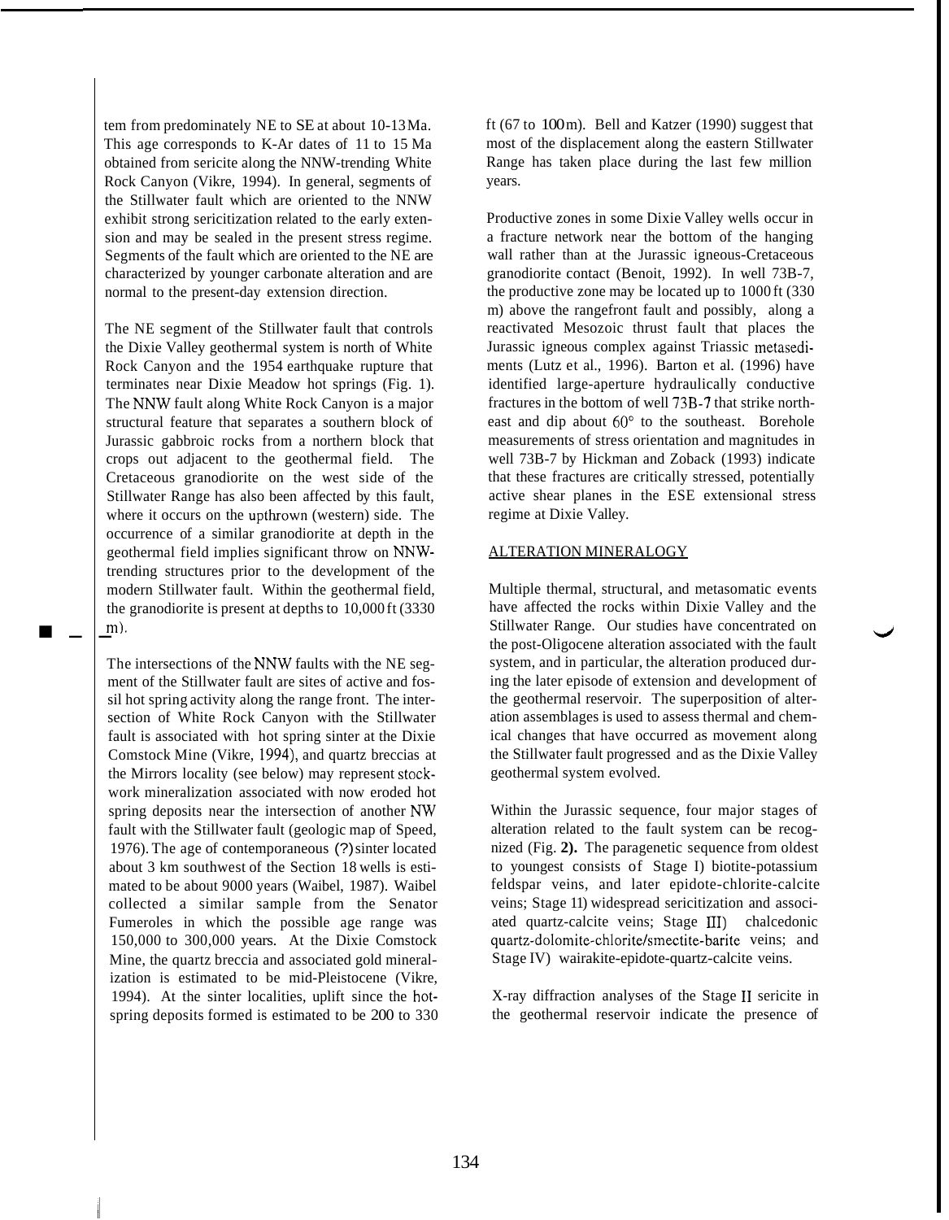tem from predominately NE to SE at about 10-13 Ma. This age corresponds to K-Ar dates of 11 to 15 Ma obtained from sericite along the NNW-trending White Rock Canyon (Vikre, 1994). In general, segments of the Stillwater fault which are oriented to the NNW exhibit strong sericitization related to the early extension and may be sealed in the present stress regime. Segments of the fault which are oriented to the NE are characterized by younger carbonate alteration and are normal to the present-day extension direction.

The NE segment of the Stillwater fault that controls the Dixie Valley geothermal system is north of White Rock Canyon and the 1954 earthquake rupture that terminates near Dixie Meadow hot springs (Fig. 1). The NNW fault along White Rock Canyon is a major structural feature that separates a southern block of Jurassic gabbroic rocks from a northern block that crops out adjacent to the geothermal field. The Cretaceous granodiorite on the west side of the Stillwater Range has also been affected by this fault, where it occurs on the upthrown (western) side. The occurrence of a similar granodiorite at depth in the geothermal field implies significant throw on NNW-trending structures prior to the development of the modern Stillwater fault. Within the geothermal field, the granodiorite is present at depths to 10,000 ft (3330 m).

The intersections of the NNW faults with the NE segment of the Stillwater fault are sites of active and fossil hot spring activity along the range front. The intersection of White Rock Canyon with the Stillwater fault is associated with hot spring sinter at the Dixie Comstock Mine (Vikre, 1994), and quartz breccias at the Mirrors locality (see below) may represent stockwork mineralization associated with now eroded hot spring deposits near the intersection of another NW fault with the Stillwater fault (geologic map of Speed, 1976). The age of contemporaneous (?) sinter located about 3 km southwest of the Section 18 wells is estimated to be about 9000 years (Waibel, 1987). Waibel collected a similar sample from the Senator Fumeroles in which the possible age range was 150,000 to 300,000 years. At the Dixie Comstock Mine, the quartz breccia and associated gold mineralization is estimated to be mid-Pleistocene (Vikre, 1994). At the sinter localities, uplift since the hot-spring deposits formed is estimated to be 200 to 330 ft (67 to 100 m). Bell and Katzer (1990) suggest that most of the displacement along the eastern Stillwater Range has taken place during the last few million years.

Productive zones in some Dixie Valley wells occur in a fracture network near the bottom of the hanging wall rather than at the Jurassic igneous-Cretaceous granodiorite contact (Benoit, 1992). In well 73B-7, the productive zone may be located up to 1000 ft (330 m) above the rangefront fault and possibly, along a reactivated Mesozoic thrust fault that places the Jurassic igneous complex against Triassic metasediments (Lutz et al., 1996). Barton et al. (1996) have identified large-aperture hydraulically conductive fractures in the bottom of well 73B-7 that strike northeast and dip about 60° to the southeast. Borehole measurements of stress orientation and magnitudes in well 73B-7 by Hickman and Zoback (1993) indicate that these fractures are critically stressed, potentially active shear planes in the ESE extensional stress regime at Dixie Valley.

## ALTERATION MINERALOGY

Multiple thermal, structural, and metasomatic events have affected the rocks within Dixie Valley and the Stillwater Range. Our studies have concentrated on the post-Oligocene alteration associated with the fault system, and in particular, the alteration produced during the later episode of extension and development of the geothermal reservoir. The superposition of alteration assemblages is used to assess thermal and chemical changes that have occurred as movement along the Stillwater fault progressed and as the Dixie Valley geothermal system evolved.

Within the Jurassic sequence, four major stages of alteration related to the fault system can be recognized (Fig. **2).** The paragenetic sequence from oldest to youngest consists of Stage I) biotite-potassium feldspar veins, and later epidote-chlorite-calcite veins; Stage II) widespread sericitization and associated quartz-calcite veins; Stage III) chalcedonic quartz-dolomite-chlorite/smectite-barite veins; and Stage IV) wairakite-epidote-quartz-calcite veins.

X-ray diffraction analyses of the Stage II sericite in the geothermal reservoir indicate the presence of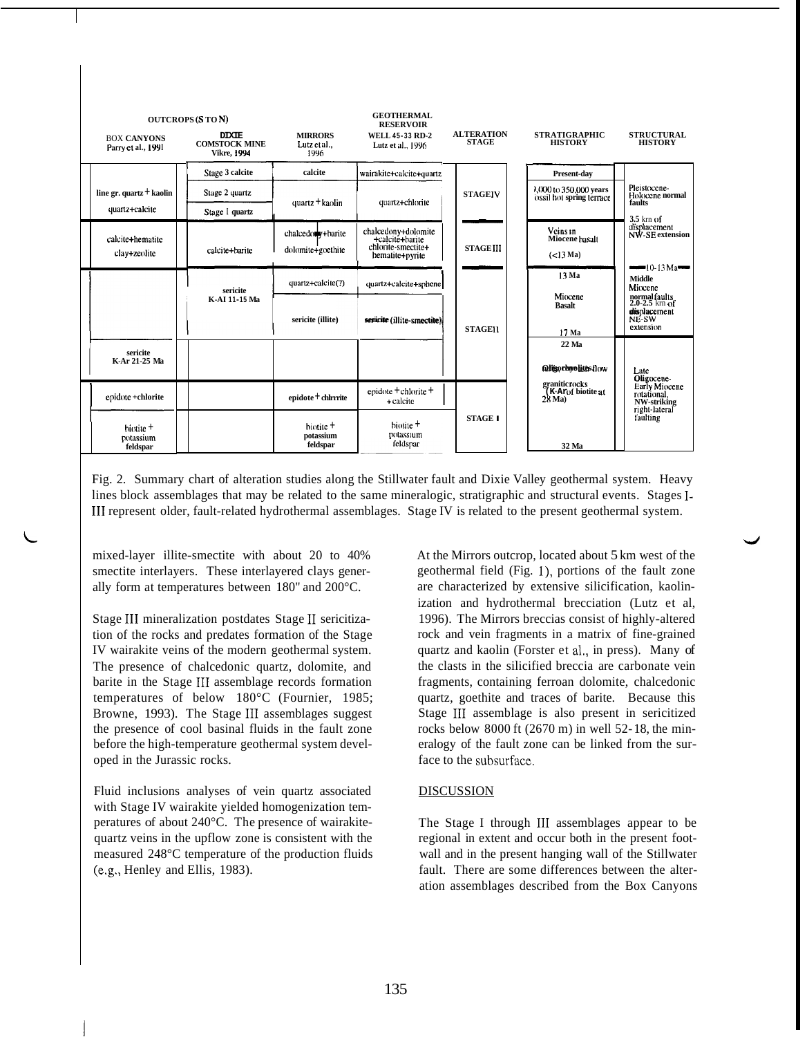| OUTCROPS (S TO N) | | | GEOTHERMAL RESERVOIR | | | |
|---|---|---|---|---|---|---|
| BOX CANYONS Parry et al., 1991 | DIXIE COMSTOCK MINE Vikre, 1994 | MIRRORS Lutz et al., 1996 | WELL 45-33 RD-2 Lutz et al., 1996 | ALTERATION STAGE | STRATIGRAPHIC HISTORY | STRUCTURAL HISTORY |
| | Stage 3 calcite | calcite | wairakite+calcite+quartz | | Present-day | Pleistocene-Holocene normal faults |
| line gr. quartz + kaolin | Stage 2 quartz | quartz + kaolin | quartz+chlorite | STAGE IV | ?,000 to 350,000 years fossil hot spring terrace | |
| quartz+calcite | Stage 1 quartz | | | | | 3.5 km of displacement NW-SE extension |
| calcite+hematite | calcite+barite | chalcedony+barite | chalcedony+dolomite +calcite+barite chlorite-smectite+ hematite+pyrite | STAGE III | Veins in Miocene basalt | |
| clay+zeolite | | dolomite+goethite | | | (<13 Ma) | 10-13 Ma |
| | sericite K-Al 11-15 Ma | quartz+calcite(?) | quartz+calcite+sphene | STAGE II | 13 Ma | Middle Miocene normal faults 2.0-2.5 km of displacement NE-SW extension |
| | | sericite (illite) | sericite (illite-smectite) | | Miocene Basalt 17 Ma | |
| sericite K-Ar 21-25 Ma | | | | | 22 Ma | Late Oligocene-Early Miocene rotational, NW-striking right-lateral faulting |
| | | | | | Oligocene tuffs, rhyolite flows | |
| epidote + chlorite | | epidote + chlorite | epidote + chlorite + + calcite | STAGE I | granitic rocks (K-Ar of biotite at 28 Ma) | |
| biotite + potassium feldspar | | biotite + potassium feldspar | biotite + potassium feldspar | | 32 Ma | |

Fig. 2. Summary chart of alteration studies along the Stillwater fault and Dixie Valley geothermal system. Heavy lines block assemblages that may be related to the same mineralogic, stratigraphic and structural events. Stages I-III represent older, fault-related hydrothermal assemblages. Stage IV is related to the present geothermal system.

mixed-layer illite-smectite with about 20 to 40% smectite interlayers. These interlayered clays generally form at temperatures between 180° and 200°C.

Stage III mineralization postdates Stage II sericitization of the rocks and predates formation of the Stage IV wairakite veins of the modern geothermal system. The presence of chalcedonic quartz, dolomite, and barite in the Stage III assemblage records formation temperatures of below 180°C (Fournier, 1985; Browne, 1993). The Stage III assemblages suggest the presence of cool basinal fluids in the fault zone before the high-temperature geothermal system developed in the Jurassic rocks.

Fluid inclusions analyses of vein quartz associated with Stage IV wairakite yielded homogenization temperatures of about 240°C. The presence of wairakite-quartz veins in the upflow zone is consistent with the measured 248°C temperature of the production fluids (e.g., Henley and Ellis, 1983).

At the Mirrors outcrop, located about 5 km west of the geothermal field (Fig. 1), portions of the fault zone are characterized by extensive silicification, kaolinization and hydrothermal brecciation (Lutz et al, 1996). The Mirrors breccias consist of highly-altered rock and vein fragments in a matrix of fine-grained quartz and kaolin (Forster et al., in press). Many of the clasts in the silicified breccia are carbonate vein fragments, containing ferroan dolomite, chalcedonic quartz, goethite and traces of barite. Because this Stage III assemblage is also present in sericitized rocks below 8000 ft (2670 m) in well 52-18, the mineralogy of the fault zone can be linked from the surface to the subsurface.

## DISCUSSION

The Stage I through III assemblages appear to be regional in extent and occur both in the present footwall and in the present hanging wall of the Stillwater fault. There are some differences between the alteration assemblages described from the Box Canyons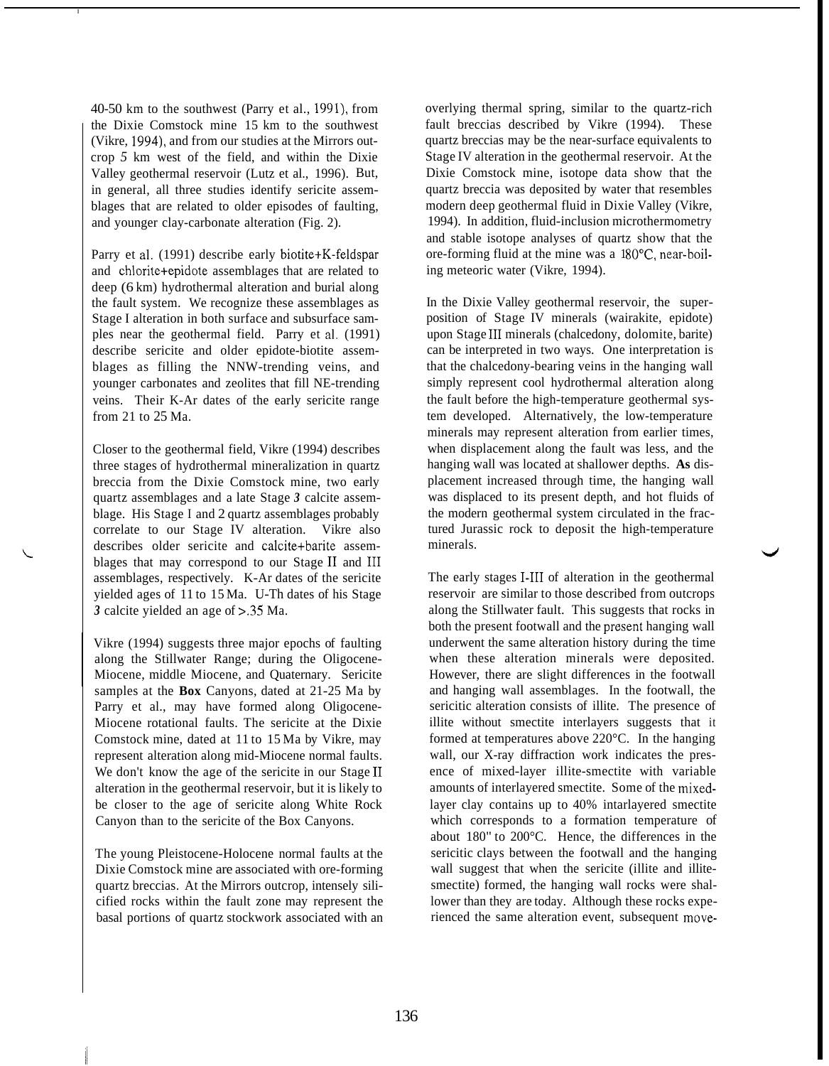40-50 km to the southwest (Parry et al., 1991), from the Dixie Comstock mine 15 km to the southwest (Vikre, 1994), and from our studies at the Mirrors outcrop *5* km west of the field, and within the Dixie Valley geothermal reservoir (Lutz et al., 1996). But, in general, all three studies identify sericite assemblages that are related to older episodes of faulting, and younger clay-carbonate alteration (Fig. 2).

Parry et al. (1991) describe early biotite+K-feldspar and chlorite+epidote assemblages that are related to deep (6 km) hydrothermal alteration and burial along the fault system. We recognize these assemblages as Stage I alteration in both surface and subsurface samples near the geothermal field. Parry et al. (1991) describe sericite and older epidote-biotite assemblages as filling the NNW-trending veins, and younger carbonates and zeolites that fill NE-trending veins. Their K-Ar dates of the early sericite range from 21 to 25 Ma.

Closer to the geothermal field, Vikre (1994) describes three stages of hydrothermal mineralization in quartz breccia from the Dixie Comstock mine, two early quartz assemblages and a late Stage *3* calcite assemblage. His Stage I and 2 quartz assemblages probably correlate to our Stage IV alteration. Vikre also describes older sericite and calcite+barite assemblages that may correspond to our Stage II and III assemblages, respectively. K-Ar dates of the sericite yielded ages of 11 to 15 Ma. U-Th dates of his Stage *3* calcite yielded an age of >.35 Ma.

Vikre (1994) suggests three major epochs of faulting along the Stillwater Range; during the Oligocene-Miocene, middle Miocene, and Quaternary. Sericite samples at the **Box** Canyons, dated at 21-25 Ma by Parry et al., may have formed along Oligocene-Miocene rotational faults. The sericite at the Dixie Comstock mine, dated at 11 to 15 Ma by Vikre, may represent alteration along mid-Miocene normal faults. We don't know the age of the sericite in our Stage II alteration in the geothermal reservoir, but it is likely to be closer to the age of sericite along White Rock Canyon than to the sericite of the Box Canyons.

The young Pleistocene-Holocene normal faults at the Dixie Comstock mine are associated with ore-forming quartz breccias. At the Mirrors outcrop, intensely silicified rocks within the fault zone may represent the basal portions of quartz stockwork associated with an overlying thermal spring, similar to the quartz-rich fault breccias described by Vikre (1994). These quartz breccias may be the near-surface equivalents to Stage IV alteration in the geothermal reservoir. At the Dixie Comstock mine, isotope data show that the quartz breccia was deposited by water that resembles modern deep geothermal fluid in Dixie Valley (Vikre, 1994). In addition, fluid-inclusion microthermometry and stable isotope analyses of quartz show that the ore-forming fluid at the mine was a 180°C, near-boiling meteoric water (Vikre, 1994).

In the Dixie Valley geothermal reservoir, the superposition of Stage IV minerals (wairakite, epidote) upon Stage III minerals (chalcedony, dolomite, barite) can be interpreted in two ways. One interpretation is that the chalcedony-bearing veins in the hanging wall simply represent cool hydrothermal alteration along the fault before the high-temperature geothermal system developed. Alternatively, the low-temperature minerals may represent alteration from earlier times, when displacement along the fault was less, and the hanging wall was located at shallower depths. **As** displacement increased through time, the hanging wall was displaced to its present depth, and hot fluids of the modern geothermal system circulated in the fractured Jurassic rock to deposit the high-temperature minerals.

The early stages I-III of alteration in the geothermal reservoir are similar to those described from outcrops along the Stillwater fault. This suggests that rocks in both the present footwall and the present hanging wall underwent the same alteration history during the time when these alteration minerals were deposited. However, there are slight differences in the footwall and hanging wall assemblages. In the footwall, the sericitic alteration consists of illite. The presence of illite without smectite interlayers suggests that it formed at temperatures above 220°C. In the hanging wall, our X-ray diffraction work indicates the presence of mixed-layer illite-smectite with variable amounts of interlayered smectite. Some of the mixed-layer clay contains up to 40% intarlayered smectite which corresponds to a formation temperature of about 180" to 200°C. Hence, the differences in the sericitic clays between the footwall and the hanging wall suggest that when the sericite (illite and illite-smectite) formed, the hanging wall rocks were shallower than they are today. Although these rocks experienced the same alteration event, subsequent move-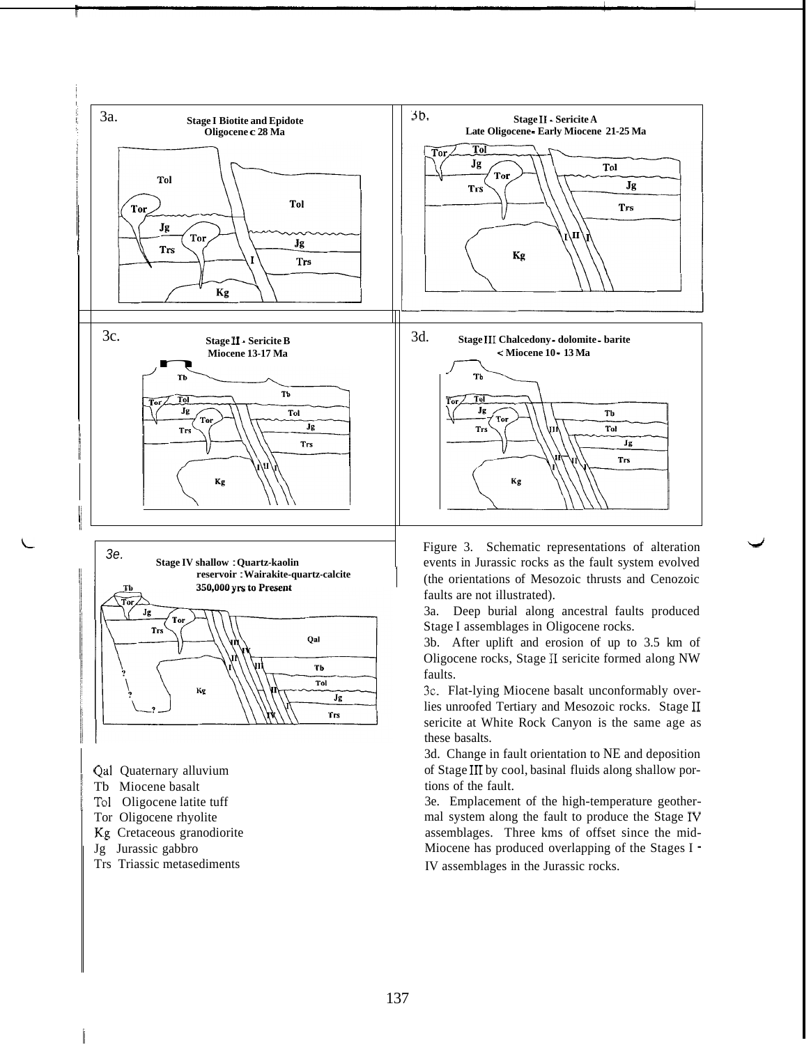3a. **Stage I Biotite and Epidote**
**Oligocene c 28 Ma**

3b. **Stage II - Sericite A**
**Late Oligocene- Early Miocene 21-25 Ma**

3c. **Stage II - Sericite B**
**Miocene 13-17 Ma**

3d. **Stage III Chalcedony - dolomite - barite**
**< Miocene 10 - 13 Ma**

3e. **Stage IV shallow : Quartz-kaolin**
**reservoir : Wairakite-quartz-calcite**
**350,000 yrs to Present**

Qal Quaternary alluvium
Tb Miocene basalt
Tol Oligocene latite tuff
Tor Oligocene rhyolite
Kg Cretaceous granodiorite
Jg Jurassic gabbro
Trs Triassic metasediments

Figure 3. Schematic representations of alteration events in Jurassic rocks as the fault system evolved (the orientations of Mesozoic thrusts and Cenozoic faults are not illustrated).

3a. Deep burial along ancestral faults produced Stage I assemblages in Oligocene rocks.

3b. After uplift and erosion of up to 3.5 km of Oligocene rocks, Stage II sericite formed along NW faults.

3c. Flat-lying Miocene basalt unconformably overlies unroofed Tertiary and Mesozoic rocks. Stage II sericite at White Rock Canyon is the same age as these basalts.

3d. Change in fault orientation to NE and deposition of Stage III by cool, basinal fluids along shallow portions of the fault.

3e. Emplacement of the high-temperature geothermal system along the fault to produce the Stage IV assemblages. Three kms of offset since the mid-Miocene has produced overlapping of the Stages I - IV assemblages in the Jurassic rocks.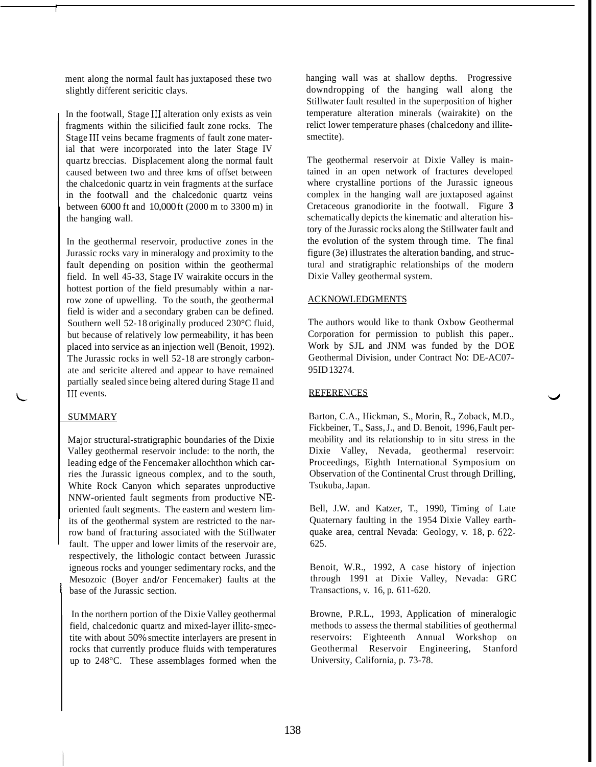ment along the normal fault has juxtaposed these two slightly different sericitic clays.

In the footwall, Stage III alteration only exists as vein fragments within the silicified fault zone rocks. The Stage III veins became fragments of fault zone material that were incorporated into the later Stage IV quartz breccias. Displacement along the normal fault caused between two and three kms of offset between the chalcedonic quartz in vein fragments at the surface in the footwall and the chalcedonic quartz veins between 6000 ft and 10,000 ft (2000 m to 3300 m) in the hanging wall.

In the geothermal reservoir, productive zones in the Jurassic rocks vary in mineralogy and proximity to the fault depending on position within the geothermal field. In well 45-33, Stage IV wairakite occurs in the hottest portion of the field presumably within a narrow zone of upwelling. To the south, the geothermal field is wider and a secondary graben can be defined. Southern well 52-18 originally produced 230°C fluid, but because of relatively low permeability, it has been placed into service as an injection well (Benoit, 1992). The Jurassic rocks in well 52-18 are strongly carbonate and sericite altered and appear to have remained partially sealed since being altered during Stage I1 and III events.

## SUMMARY

Major structural-stratigraphic boundaries of the Dixie Valley geothermal reservoir include: to the north, the leading edge of the Fencemaker allochthon which carries the Jurassic igneous complex, and to the south, White Rock Canyon which separates unproductive NNW-oriented fault segments from productive NE-oriented fault segments. The eastern and western limits of the geothermal system are restricted to the narrow band of fracturing associated with the Stillwater fault. The upper and lower limits of the reservoir are, respectively, the lithologic contact between Jurassic igneous rocks and younger sedimentary rocks, and the Mesozoic (Boyer and/or Fencemaker) faults at the base of the Jurassic section.

In the northern portion of the Dixie Valley geothermal field, chalcedonic quartz and mixed-layer illite-smectite with about 50% smectite interlayers are present in rocks that currently produce fluids with temperatures up to 248°C. These assemblages formed when the hanging wall was at shallow depths. Progressive downdropping of the hanging wall along the Stillwater fault resulted in the superposition of higher temperature alteration minerals (wairakite) on the relict lower temperature phases (chalcedony and illite-smectite).

The geothermal reservoir at Dixie Valley is maintained in an open network of fractures developed where crystalline portions of the Jurassic igneous complex in the hanging wall are juxtaposed against Cretaceous granodiorite in the footwall. Figure **3** schematically depicts the kinematic and alteration history of the Jurassic rocks along the Stillwater fault and the evolution of the system through time. The final figure (3e) illustrates the alteration banding, and structural and stratigraphic relationships of the modern Dixie Valley geothermal system.

## ACKNOWLEDGMENTS

The authors would like to thank Oxbow Geothermal Corporation for permission to publish this paper.. Work by SJL and JNM was funded by the DOE Geothermal Division, under Contract No: DE-AC07-95ID13274.

## REFERENCES

Barton, C.A., Hickman, S., Morin, R., Zoback, M.D., Fickbeiner, T., Sass, J., and D. Benoit, 1996, Fault permeability and its relationship to in situ stress in the Dixie Valley, Nevada, geothermal reservoir: Proceedings, Eighth International Symposium on Observation of the Continental Crust through Drilling, Tsukuba, Japan.

Bell, J.W. and Katzer, T., 1990, Timing of Late Quaternary faulting in the 1954 Dixie Valley earthquake area, central Nevada: Geology, v. 18, p. 622-625.

Benoit, W.R., 1992, A case history of injection through 1991 at Dixie Valley, Nevada: GRC Transactions, v. 16, p. 611-620.

Browne, P.R.L., 1993, Application of mineralogic methods to assess the thermal stabilities of geothermal reservoirs: Eighteenth Annual Workshop on Geothermal Reservoir Engineering, Stanford University, California, p. 73-78.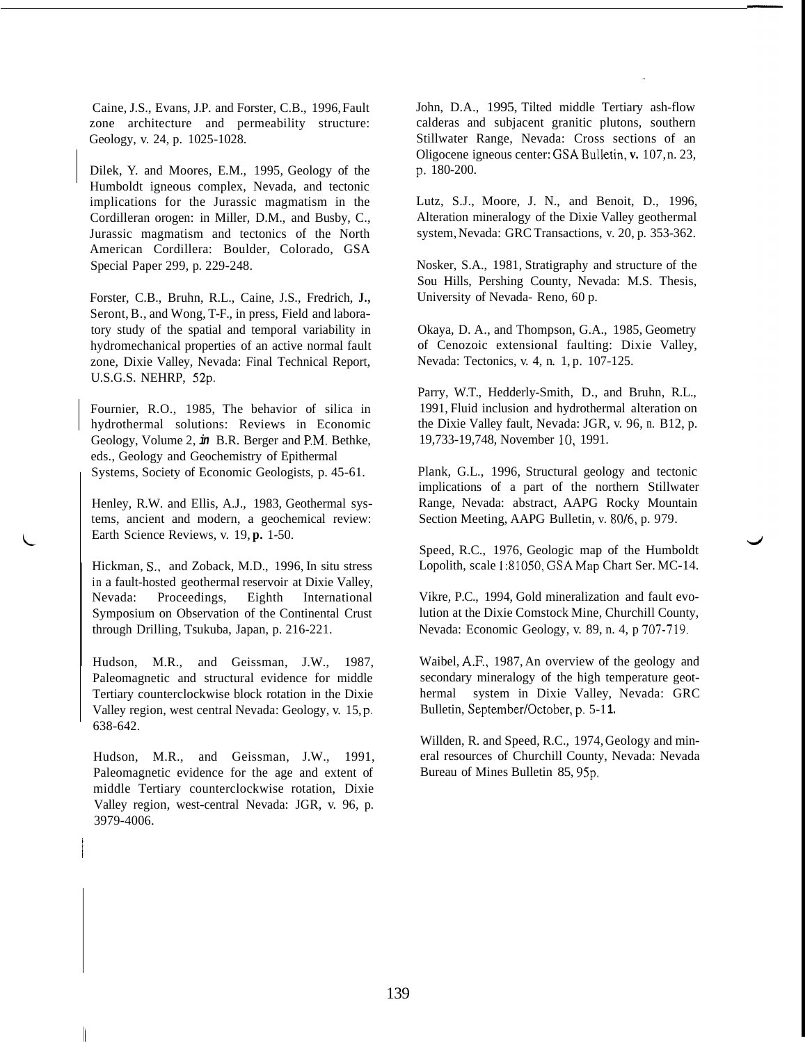Caine, J.S., Evans, J.P. and Forster, C.B., 1996, Fault zone architecture and permeability structure: Geology, v. 24, p. 1025-1028.

Dilek, Y. and Moores, E.M., 1995, Geology of the Humboldt igneous complex, Nevada, and tectonic implications for the Jurassic magmatism in the Cordilleran orogen: in Miller, D.M., and Busby, C., Jurassic magmatism and tectonics of the North American Cordillera: Boulder, Colorado, GSA Special Paper 299, p. 229-248.

Forster, C.B., Bruhn, R.L., Caine, J.S., Fredrich, **J.,** Seront, B., and Wong, T-F., in press, Field and laboratory study of the spatial and temporal variability in hydromechanical properties of an active normal fault zone, Dixie Valley, Nevada: Final Technical Report, U.S.G.S. NEHRP, 52p.

Fournier, R.O., 1985, The behavior of silica in hydrothermal solutions: Reviews in Economic Geology, Volume 2, *in* B.R. Berger and P.M. Bethke, eds., Geology and Geochemistry of Epithermal Systems, Society of Economic Geologists, p. 45-61.

Henley, R.W. and Ellis, A.J., 1983, Geothermal systems, ancient and modern, a geochemical review: Earth Science Reviews, v. 19, **p.** 1-50.

Hickman, S., and Zoback, M.D., 1996, In situ stress in a fault-hosted geothermal reservoir at Dixie Valley, Nevada: Proceedings, Eighth International Symposium on Observation of the Continental Crust through Drilling, Tsukuba, Japan, p. 216-221.

Hudson, M.R., and Geissman, J.W., 1987, Paleomagnetic and structural evidence for middle Tertiary counterclockwise block rotation in the Dixie Valley region, west central Nevada: Geology, v. 15, p. 638-642.

Hudson, M.R., and Geissman, J.W., 1991, Paleomagnetic evidence for the age and extent of middle Tertiary counterclockwise rotation, Dixie Valley region, west-central Nevada: JGR, v. 96, p. 3979-4006.

John, D.A., 1995, Tilted middle Tertiary ash-flow calderas and subjacent granitic plutons, southern Stillwater Range, Nevada: Cross sections of an Oligocene igneous center: GSA Bulletin, **v.** 107, n. 23, p. 180-200.

Lutz, S.J., Moore, J. N., and Benoit, D., 1996, Alteration mineralogy of the Dixie Valley geothermal system, Nevada: GRC Transactions, v. 20, p. 353-362.

Nosker, S.A., 1981, Stratigraphy and structure of the Sou Hills, Pershing County, Nevada: M.S. Thesis, University of Nevada- Reno, 60 p.

Okaya, D. A., and Thompson, G.A., 1985, Geometry of Cenozoic extensional faulting: Dixie Valley, Nevada: Tectonics, v. 4, n. 1, p. 107-125.

Parry, W.T., Hedderly-Smith, D., and Bruhn, R.L., 1991, Fluid inclusion and hydrothermal alteration on the Dixie Valley fault, Nevada: JGR, v. 96, n. B12, p. 19,733-19,748, November 10, 1991.

Plank, G.L., 1996, Structural geology and tectonic implications of a part of the northern Stillwater Range, Nevada: abstract, AAPG Rocky Mountain Section Meeting, AAPG Bulletin, v. 80/6, p. 979.

Speed, R.C., 1976, Geologic map of the Humboldt Lopolith, scale 1:81050, GSA Map Chart Ser. MC-14.

Vikre, P.C., 1994, Gold mineralization and fault evolution at the Dixie Comstock Mine, Churchill County, Nevada: Economic Geology, v. 89, n. 4, p 707-719.

Waibel, A.F., 1987, An overview of the geology and secondary mineralogy of the high temperature geothermal system in Dixie Valley, Nevada: GRC Bulletin, September/October, p. 5-11.

Willden, R. and Speed, R.C., 1974, Geology and mineral resources of Churchill County, Nevada: Nevada Bureau of Mines Bulletin 85, 95p.